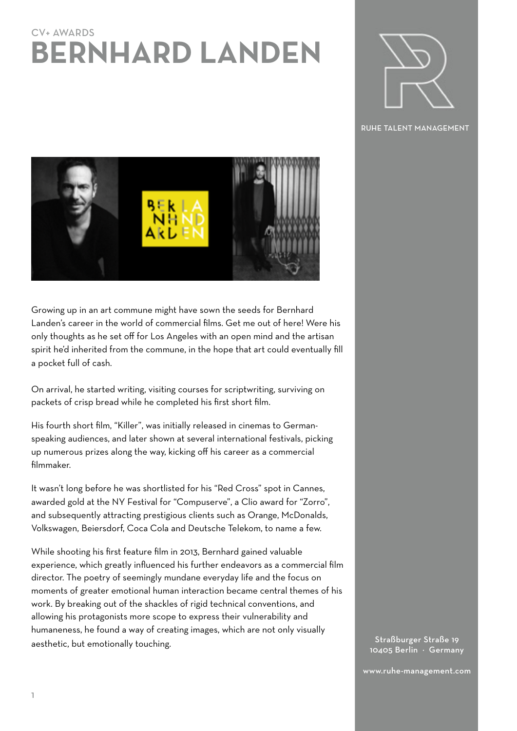CV+ AWARDS

# BERNHARD LANDEN

RUHE TALENT MANAGEMENT

Growing up in an art commune might have sown the seeds for Bernhard Landen's career in the world of commercial films. Get me out of here! Were his only thoughts as he set off for Los Angeles with an open mind and the artisan spirit he'd inherited from the commune, in the hope that art could eventually fill a pocket full of cash.

On arrival, he started writing, visiting courses for scriptwriting, surviving on packets of crisp bread while he completed his first short film.

His fourth short film, "Killer", was initially released in cinemas to German-speaking audiences, and later shown at several international festivals, picking up numerous prizes along the way, kicking off his career as a commercial filmmaker.

It wasn't long before he was shortlisted for his "Red Cross" spot in Cannes, awarded gold at the NY Festival for "Compuserve", a Clio award for "Zorro", and subsequently attracting prestigious clients such as Orange, McDonalds, Volkswagen, Beiersdorf, Coca Cola and Deutsche Telekom, to name a few.

While shooting his first feature film in 2013, Bernhard gained valuable experience, which greatly influenced his further endeavors as a commercial film director. The poetry of seemingly mundane everyday life and the focus on moments of greater emotional human interaction became central themes of his work. By breaking out of the shackles of rigid technical conventions, and allowing his protagonists more scope to express their vulnerability and humaneness, he found a way of creating images, which are not only visually aesthetic, but emotionally touching.

Straßburger Straße 19
10405 Berlin · Germany

www.ruhe-management.com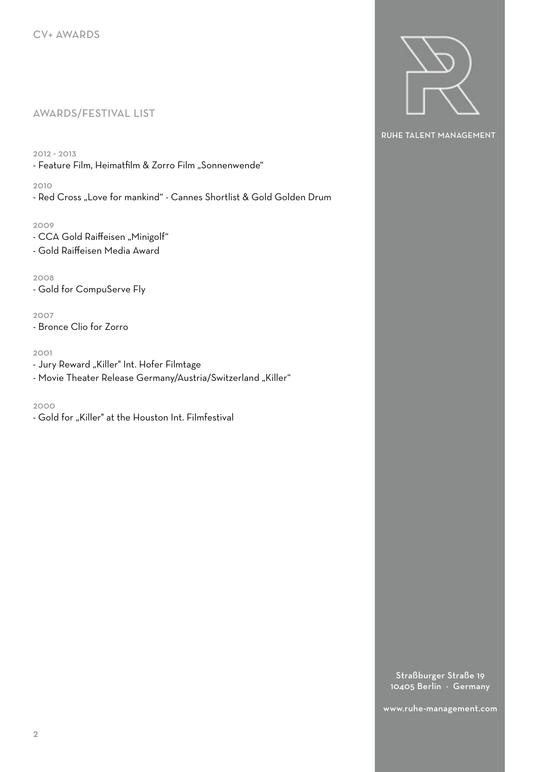CV+ AWARDS

## AWARDS/FESTIVAL LIST

**2012 - 2013**

- Feature Film, Heimatfilm & Zorro Film „Sonnenwende"

**2010**

- Red Cross „Love for mankind" - Cannes Shortlist & Gold Golden Drum

**2009**

- CCA Gold Raiffeisen „Minigolf"
- Gold Raiffeisen Media Award

**2008**

- Gold for CompuServe Fly

**2007**

- Bronce Clio for Zorro

**2001**

- Jury Reward „Killer" Int. Hofer Filmtage
- Movie Theater Release Germany/Austria/Switzerland „Killer"

**2000**

- Gold for „Killer" at the Houston Int. Filmfestival

RUHE TALENT MANAGEMENT

Straßburger Straße 19
10405 Berlin · Germany

www.ruhe-management.com